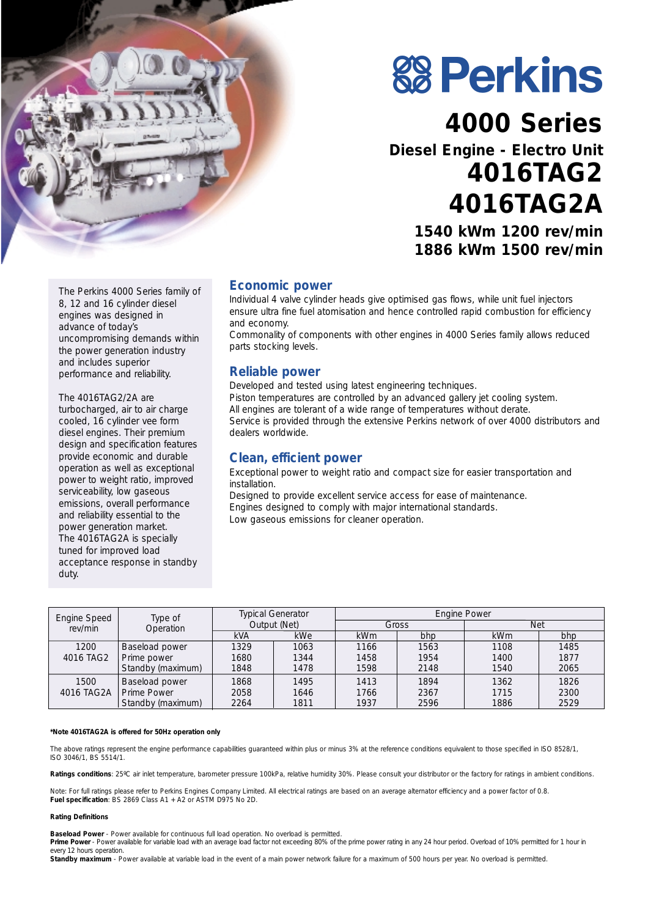# Perkins

# 4000 Series

## Diesel Engine - Electro Unit

# 4016TAG2
# 4016TAG2A

### 1540 kWm 1200 rev/min
### 1886 kWm 1500 rev/min

The Perkins 4000 Series family of 8, 12 and 16 cylinder diesel engines was designed in advance of today's uncompromising demands within the power generation industry and includes superior performance and reliability.

The 4016TAG2/2A are turbocharged, air to air charge cooled, 16 cylinder vee form diesel engines. Their premium design and specification features provide economic and durable operation as well as exceptional power to weight ratio, improved serviceability, low gaseous emissions, overall performance and reliability essential to the power generation market. The 4016TAG2A is specially tuned for improved load acceptance response in standby duty.

## Economic power

Individual 4 valve cylinder heads give optimised gas flows, while unit fuel injectors ensure ultra fine fuel atomisation and hence controlled rapid combustion for efficiency and economy.
Commonality of components with other engines in 4000 Series family allows reduced parts stocking levels.

## Reliable power

Developed and tested using latest engineering techniques.
Piston temperatures are controlled by an advanced gallery jet cooling system.
All engines are tolerant of a wide range of temperatures without derate.
Service is provided through the extensive Perkins network of over 4000 distributors and dealers worldwide.

## Clean, efficient power

Exceptional power to weight ratio and compact size for easier transportation and installation.
Designed to provide excellent service access for ease of maintenance.
Engines designed to comply with major international standards.
Low gaseous emissions for cleaner operation.

| Engine Speed rev/min | Type of Operation | Typical Generator Output (Net) | | Engine Power | | | |
|---|---|---|---|---|---|---|---|
| | | | | Gross | | Net | |
| | | kVA | kWe | kWm | bhp | kWm | bhp |
| 1200 4016 TAG2 | Baseload power | 1329 | 1063 | 1166 | 1563 | 1108 | 1485 |
| | Prime power | 1680 | 1344 | 1458 | 1954 | 1400 | 1877 |
| | Standby (maximum) | 1848 | 1478 | 1598 | 2148 | 1540 | 2065 |
| 1500 4016 TAG2A | Baseload power | 1868 | 1495 | 1413 | 1894 | 1362 | 1826 |
| | Prime Power | 2058 | 1646 | 1766 | 2367 | 1715 | 2300 |
| | Standby (maximum) | 2264 | 1811 | 1937 | 2596 | 1886 | 2529 |

**\*Note 4016TAG2A is offered for 50Hz operation only**

The above ratings represent the engine performance capabilities guaranteed within plus or minus 3% at the reference conditions equivalent to those specified in ISO 8528/1, ISO 3046/1, BS 5514/1.

**Ratings conditions**: 25ºC air inlet temperature, barometer pressure 100kPa, relative humidity 30%. Please consult your distributor or the factory for ratings in ambient conditions.

Note: For full ratings please refer to Perkins Engines Company Limited. All electrical ratings are based on an average alternator efficiency and a power factor of 0.8.
**Fuel specification**: BS 2869 Class A1 + A2 or ASTM D975 No 2D.

**Rating Definitions**

**Baseload Power** - Power available for continuous full load operation. No overload is permitted.
**Prime Power** - Power available for variable load with an average load factor not exceeding 80% of the prime power rating in any 24 hour period. Overload of 10% permitted for 1 hour in every 12 hours operation.
**Standby maximum** - Power available at variable load in the event of a main power network failure for a maximum of 500 hours per year. No overload is permitted.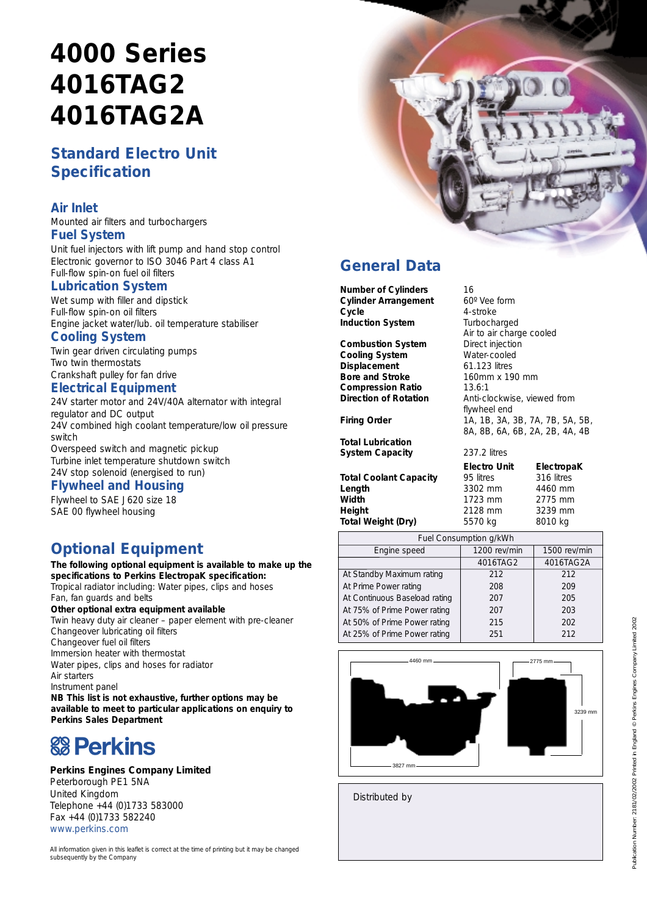# 4000 Series 4016TAG2 4016TAG2A

## Standard Electro Unit Specification

### Air Inlet

Mounted air filters and turbochargers

### Fuel System

Unit fuel injectors with lift pump and hand stop control
Electronic governor to ISO 3046 Part 4 class A1
Full-flow spin-on fuel oil filters

### Lubrication System

Wet sump with filler and dipstick
Full-flow spin-on oil filters
Engine jacket water/lub. oil temperature stabiliser

### Cooling System

Twin gear driven circulating pumps
Two twin thermostats
Crankshaft pulley for fan drive

### Electrical Equipment

24V starter motor and 24V/40A alternator with integral regulator and DC output
24V combined high coolant temperature/low oil pressure switch
Overspeed switch and magnetic pickup
Turbine inlet temperature shutdown switch
24V stop solenoid (energised to run)

### Flywheel and Housing

Flywheel to SAE J620 size 18
SAE 00 flywheel housing

## Optional Equipment

**The following optional equipment is available to make up the specifications to Perkins ElectropaK specification:**
Tropical radiator including: Water pipes, clips and hoses
Fan, fan guards and belts

**Other optional extra equipment available**
Twin heavy duty air cleaner – paper element with pre-cleaner
Changeover lubricating oil filters
Changeover fuel oil filters
Immersion heater with thermostat
Water pipes, clips and hoses for radiator
Air starters
Instrument panel

**NB This list is not exhaustive, further options may be available to meet to particular applications on enquiry to Perkins Sales Department**

Perkins

**Perkins Engines Company Limited**
Peterborough PE1 5NA
United Kingdom
Telephone +44 (0)1733 583000
Fax +44 (0)1733 582240
www.perkins.com

All information given in this leaflet is correct at the time of printing but it may be changed subsequently by the Company

## General Data

| | | |
|---|---|---|
| **Number of Cylinders** | 16 | |
| **Cylinder Arrangement** | 60º Vee form | |
| **Cycle** | 4-stroke | |
| **Induction System** | Turbocharged<br>Air to air charge cooled | |
| **Combustion System** | Direct injection | |
| **Cooling System** | Water-cooled | |
| **Displacement** | 61.123 litres | |
| **Bore and Stroke** | 160mm x 190 mm | |
| **Compression Ratio** | 13.6:1 | |
| **Direction of Rotation** | Anti-clockwise, viewed from flywheel end | |
| **Firing Order** | 1A, 1B, 3A, 3B, 7A, 7B, 5A, 5B, 8A, 8B, 6A, 6B, 2A, 2B, 4A, 4B | |
| **Total Lubrication System Capacity** | 237.2 litres | |
| | **Electro Unit** | **ElectropaK** |
| **Total Coolant Capacity** | 95 litres | 316 litres |
| **Length** | 3302 mm | 4460 mm |
| **Width** | 1723 mm | 2775 mm |
| **Height** | 2128 mm | 3239 mm |
| **Total Weight (Dry)** | 5570 kg | 8010 kg |

| Fuel Consumption g/kWh | | |
|---|---|---|
| Engine speed | 1200 rev/min | 1500 rev/min |
| | 4016TAG2 | 4016TAG2A |
| At Standby Maximum rating | 212 | 212 |
| At Prime Power rating | 208 | 209 |
| At Continuous Baseload rating | 207 | 205 |
| At 75% of Prime Power rating | 207 | 203 |
| At 50% of Prime Power rating | 215 | 202 |
| At 25% of Prime Power rating | 251 | 212 |

4460 mm
2775 mm
3239 mm
3827 mm

Distributed by

Publication Number: 2181/02/2002 Printed in England © Perkins Engines Company Limited 2002